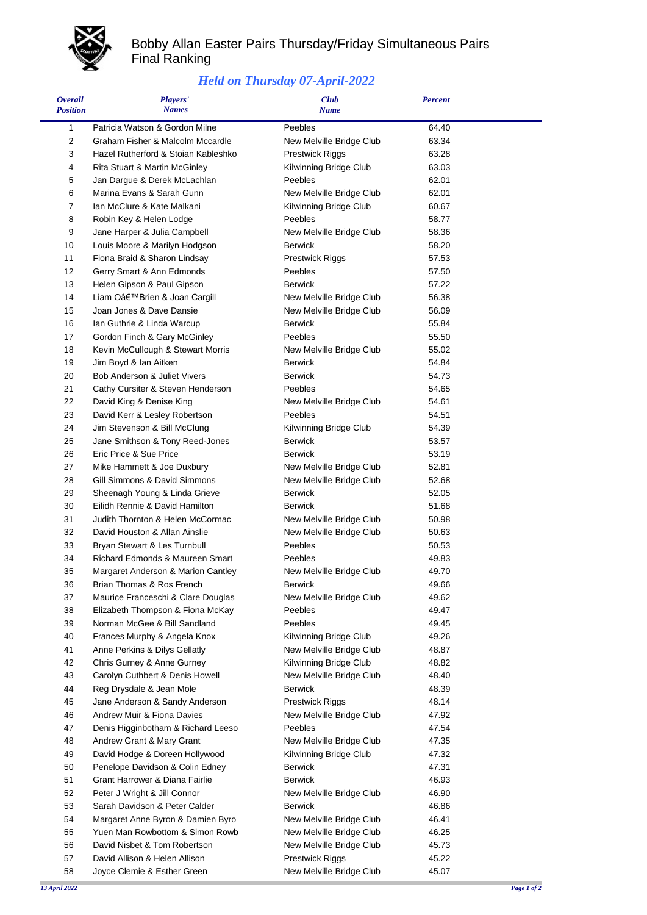# Bobby Allan Easter Pairs Thursday/Friday Simultaneous Pairs
Final Ranking

## *Held on Thursday 07-April-2022*

| *Overall Position* | *Players' Names* | *Club Name* | *Percent* |
|---|---|---|---|
| 1 | Patricia Watson & Gordon Milne | Peebles | 64.40 |
| 2 | Graham Fisher & Malcolm Mccardle | New Melville Bridge Club | 63.34 |
| 3 | Hazel Rutherford & Stoian Kableshko | Prestwick Riggs | 63.28 |
| 4 | Rita Stuart & Martin McGinley | Kilwinning Bridge Club | 63.03 |
| 5 | Jan Dargue & Derek McLachlan | Peebles | 62.01 |
| 6 | Marina Evans & Sarah Gunn | New Melville Bridge Club | 62.01 |
| 7 | Ian McClure & Kate Malkani | Kilwinning Bridge Club | 60.67 |
| 8 | Robin Key & Helen Lodge | Peebles | 58.77 |
| 9 | Jane Harper & Julia Campbell | New Melville Bridge Club | 58.36 |
| 10 | Louis Moore & Marilyn Hodgson | Berwick | 58.20 |
| 11 | Fiona Braid & Sharon Lindsay | Prestwick Riggs | 57.53 |
| 12 | Gerry Smart & Ann Edmonds | Peebles | 57.50 |
| 13 | Helen Gipson & Paul Gipson | Berwick | 57.22 |
| 14 | Liam Oâ€™Brien & Joan Cargill | New Melville Bridge Club | 56.38 |
| 15 | Joan Jones & Dave Dansie | New Melville Bridge Club | 56.09 |
| 16 | Ian Guthrie & Linda Warcup | Berwick | 55.84 |
| 17 | Gordon Finch & Gary McGinley | Peebles | 55.50 |
| 18 | Kevin McCullough & Stewart Morris | New Melville Bridge Club | 55.02 |
| 19 | Jim Boyd & Ian Aitken | Berwick | 54.84 |
| 20 | Bob Anderson & Juliet Vivers | Berwick | 54.73 |
| 21 | Cathy Cursiter & Steven Henderson | Peebles | 54.65 |
| 22 | David King & Denise King | New Melville Bridge Club | 54.61 |
| 23 | David Kerr & Lesley Robertson | Peebles | 54.51 |
| 24 | Jim Stevenson & Bill McClung | Kilwinning Bridge Club | 54.39 |
| 25 | Jane Smithson & Tony Reed-Jones | Berwick | 53.57 |
| 26 | Eric Price & Sue Price | Berwick | 53.19 |
| 27 | Mike Hammett & Joe Duxbury | New Melville Bridge Club | 52.81 |
| 28 | Gill Simmons & David Simmons | New Melville Bridge Club | 52.68 |
| 29 | Sheenagh Young & Linda Grieve | Berwick | 52.05 |
| 30 | Eilidh Rennie & David Hamilton | Berwick | 51.68 |
| 31 | Judith Thornton & Helen McCormac | New Melville Bridge Club | 50.98 |
| 32 | David Houston & Allan Ainslie | New Melville Bridge Club | 50.63 |
| 33 | Bryan Stewart & Les Turnbull | Peebles | 50.53 |
| 34 | Richard Edmonds & Maureen Smart | Peebles | 49.83 |
| 35 | Margaret Anderson & Marion Cantley | New Melville Bridge Club | 49.70 |
| 36 | Brian Thomas & Ros French | Berwick | 49.66 |
| 37 | Maurice Franceschi & Clare Douglas | New Melville Bridge Club | 49.62 |
| 38 | Elizabeth Thompson & Fiona McKay | Peebles | 49.47 |
| 39 | Norman McGee & Bill Sandland | Peebles | 49.45 |
| 40 | Frances Murphy & Angela Knox | Kilwinning Bridge Club | 49.26 |
| 41 | Anne Perkins & Dilys Gellatly | New Melville Bridge Club | 48.87 |
| 42 | Chris Gurney & Anne Gurney | Kilwinning Bridge Club | 48.82 |
| 43 | Carolyn Cuthbert & Denis Howell | New Melville Bridge Club | 48.40 |
| 44 | Reg Drysdale & Jean Mole | Berwick | 48.39 |
| 45 | Jane Anderson & Sandy Anderson | Prestwick Riggs | 48.14 |
| 46 | Andrew Muir & Fiona Davies | New Melville Bridge Club | 47.92 |
| 47 | Denis Higginbotham & Richard Leeso | Peebles | 47.54 |
| 48 | Andrew Grant & Mary Grant | New Melville Bridge Club | 47.35 |
| 49 | David Hodge & Doreen Hollywood | Kilwinning Bridge Club | 47.32 |
| 50 | Penelope Davidson & Colin Edney | Berwick | 47.31 |
| 51 | Grant Harrower & Diana Fairlie | Berwick | 46.93 |
| 52 | Peter J Wright & Jill Connor | New Melville Bridge Club | 46.90 |
| 53 | Sarah Davidson & Peter Calder | Berwick | 46.86 |
| 54 | Margaret Anne Byron & Damien Byro | New Melville Bridge Club | 46.41 |
| 55 | Yuen Man Rowbottom & Simon Rowb | New Melville Bridge Club | 46.25 |
| 56 | David Nisbet & Tom Robertson | New Melville Bridge Club | 45.73 |
| 57 | David Allison & Helen Allison | Prestwick Riggs | 45.22 |
| 58 | Joyce Clemie & Esther Green | New Melville Bridge Club | 45.07 |

*13 April 2022*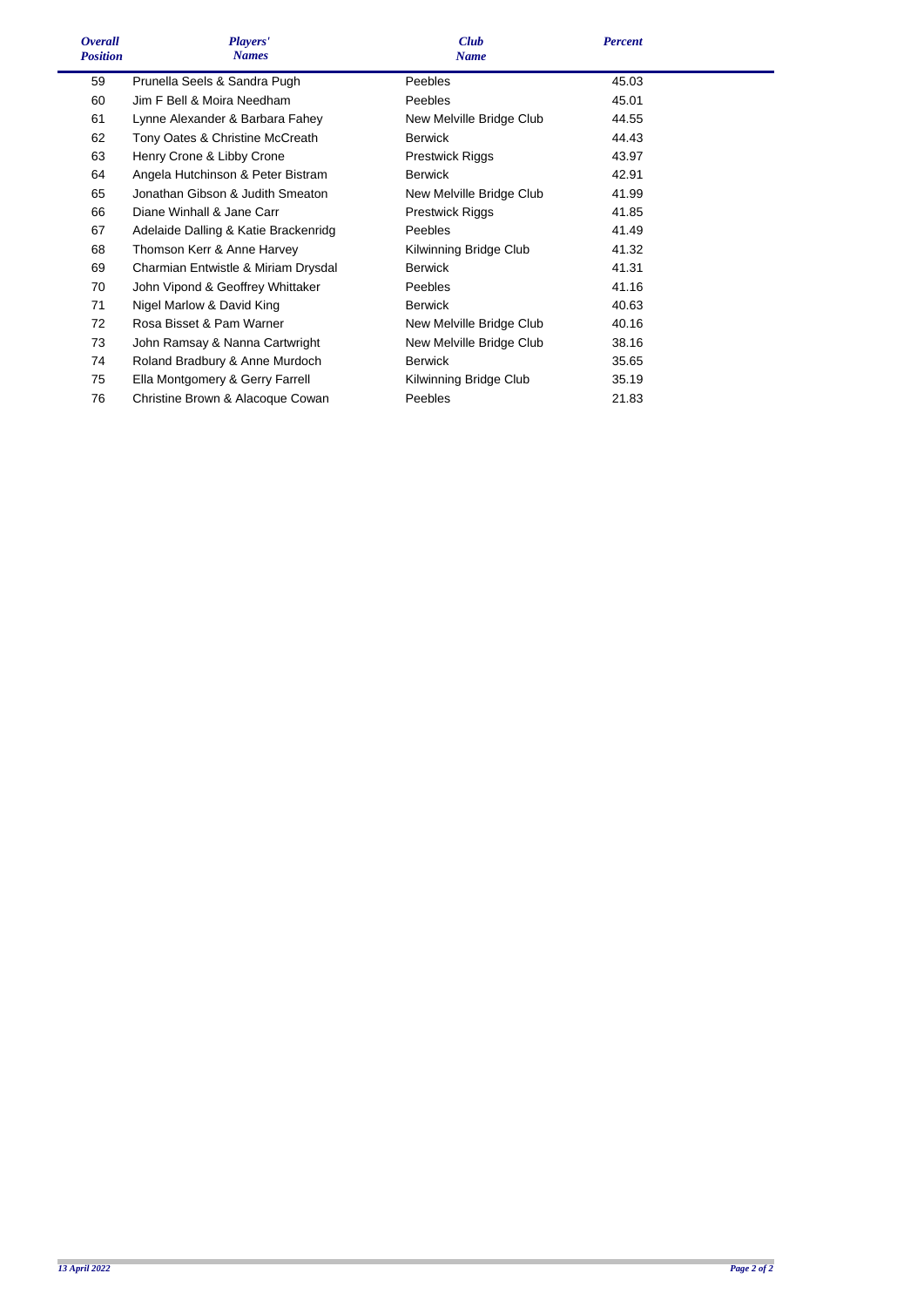| Overall Position | Players' Names | Club Name | Percent |
|---|---|---|---|
| 59 | Prunella Seels & Sandra Pugh | Peebles | 45.03 |
| 60 | Jim F Bell & Moira Needham | Peebles | 45.01 |
| 61 | Lynne Alexander & Barbara Fahey | New Melville Bridge Club | 44.55 |
| 62 | Tony Oates & Christine McCreath | Berwick | 44.43 |
| 63 | Henry Crone & Libby Crone | Prestwick Riggs | 43.97 |
| 64 | Angela Hutchinson & Peter Bistram | Berwick | 42.91 |
| 65 | Jonathan Gibson & Judith Smeaton | New Melville Bridge Club | 41.99 |
| 66 | Diane Winhall & Jane Carr | Prestwick Riggs | 41.85 |
| 67 | Adelaide Dalling & Katie Brackenridg | Peebles | 41.49 |
| 68 | Thomson Kerr & Anne Harvey | Kilwinning Bridge Club | 41.32 |
| 69 | Charmian Entwistle & Miriam Drysdal | Berwick | 41.31 |
| 70 | John Vipond & Geoffrey Whittaker | Peebles | 41.16 |
| 71 | Nigel Marlow & David King | Berwick | 40.63 |
| 72 | Rosa Bisset & Pam Warner | New Melville Bridge Club | 40.16 |
| 73 | John Ramsay & Nanna Cartwright | New Melville Bridge Club | 38.16 |
| 74 | Roland Bradbury & Anne Murdoch | Berwick | 35.65 |
| 75 | Ella Montgomery & Gerry Farrell | Kilwinning Bridge Club | 35.19 |
| 76 | Christine Brown & Alacoque Cowan | Peebles | 21.83 |

*13 April 2022*